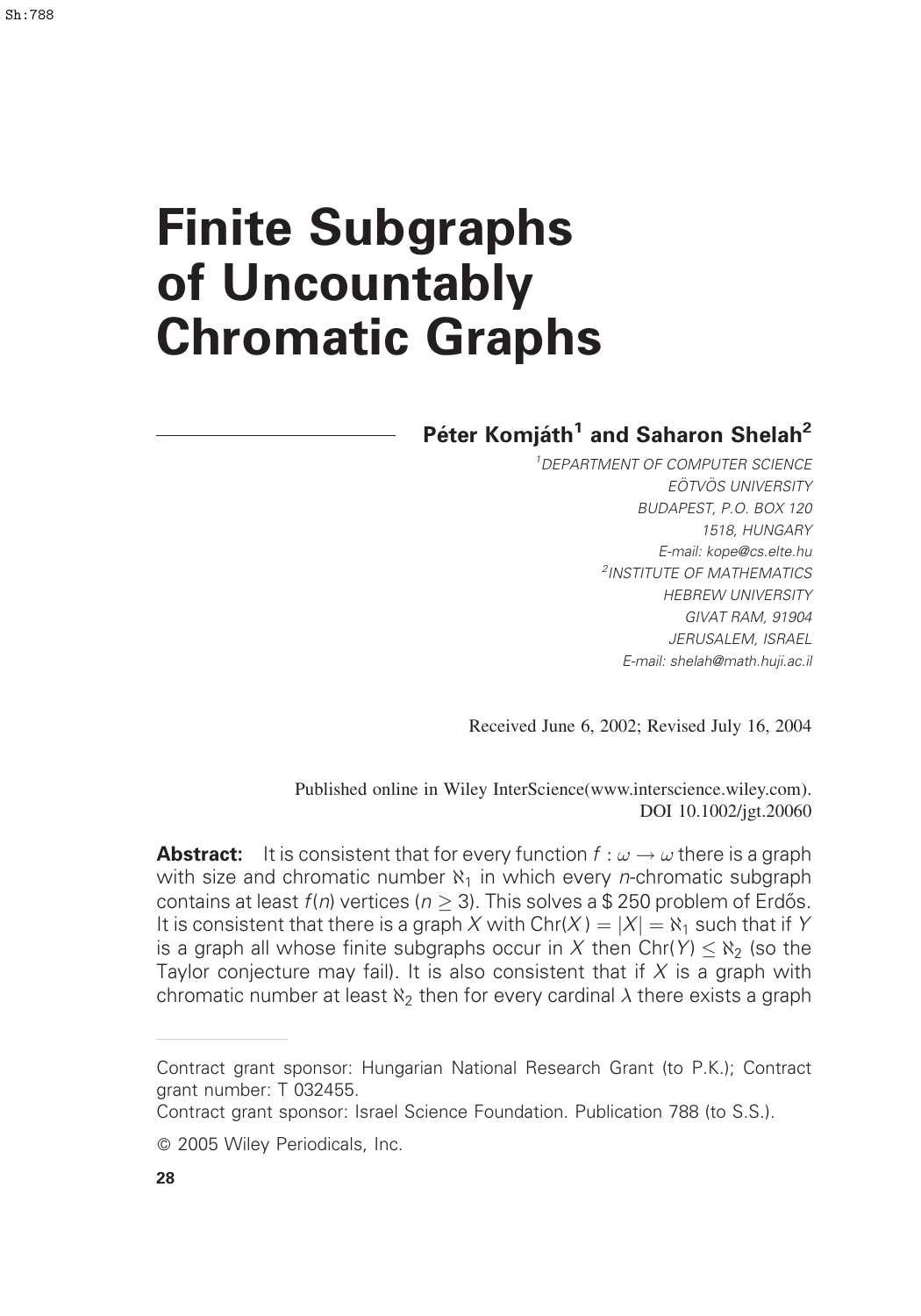# Finite Subgraphs of Uncountably Chromatic Graphs

**Péter Komjáth[1] and Saharon Shelah[2]**

[1]DEPARTMENT OF COMPUTER SCIENCE
EÖTVÖS UNIVERSITY
BUDAPEST, P.O. BOX 120
1518, HUNGARY
E-mail: kope@cs.elte.hu
[2]INSTITUTE OF MATHEMATICS
HEBREW UNIVERSITY
GIVAT RAM, 91904
JERUSALEM, ISRAEL
E-mail: shelah@math.huji.ac.il

Received June 6, 2002; Revised July 16, 2004

Published online in Wiley InterScience(www.interscience.wiley.com).
DOI 10.1002/jgt.20060

**Abstract:** It is consistent that for every function $f : \omega \rightarrow \omega$ there is a graph with size and chromatic number $\aleph_1$ in which every $n$-chromatic subgraph contains at least $f(n)$ vertices ($n \geq 3$). This solves a $ 250 problem of Erdős. It is consistent that there is a graph $X$ with $\mathrm{Chr}(X) = |X| = \aleph_1$ such that if $Y$ is a graph all whose finite subgraphs occur in $X$ then $\mathrm{Chr}(Y) \leq \aleph_2$ (so the Taylor conjecture may fail). It is also consistent that if $X$ is a graph with chromatic number at least $\aleph_2$ then for every cardinal $\lambda$ there exists a graph

---

Contract grant sponsor: Hungarian National Research Grant (to P.K.); Contract grant number: T 032455.
Contract grant sponsor: Israel Science Foundation. Publication 788 (to S.S.).

© 2005 Wiley Periodicals, Inc.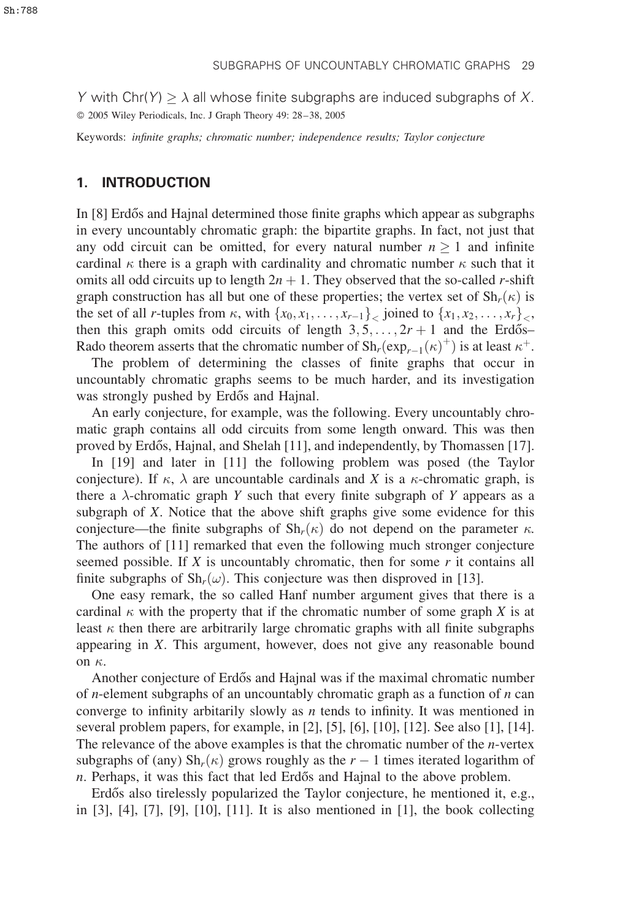$Y$ with $\mathrm{Chr}(Y) \geq \lambda$ all whose finite subgraphs are induced subgraphs of $X$.
© 2005 Wiley Periodicals, Inc. J Graph Theory 49: 28–38, 2005

Keywords: *infinite graphs; chromatic number; independence results; Taylor conjecture*

## 1. INTRODUCTION

In [8] Erdős and Hajnal determined those finite graphs which appear as subgraphs in every uncountably chromatic graph: the bipartite graphs. In fact, not just that any odd circuit can be omitted, for every natural number $n \geq 1$ and infinite cardinal $\kappa$ there is a graph with cardinality and chromatic number $\kappa$ such that it omits all odd circuits up to length $2n+1$. They observed that the so-called $r$-shift graph construction has all but one of these properties; the vertex set of $\mathrm{Sh}_r(\kappa)$ is the set of all $r$-tuples from $\kappa$, with $\{x_0, x_1, \ldots, x_{r-1}\}_<$ joined to $\{x_1, x_2, \ldots, x_r\}_<$, then this graph omits odd circuits of length $3, 5, \ldots, 2r+1$ and the Erdős–Rado theorem asserts that the chromatic number of $\mathrm{Sh}_r(\exp_{r-1}(\kappa)^+)$ is at least $\kappa^+$.

The problem of determining the classes of finite graphs that occur in uncountably chromatic graphs seems to be much harder, and its investigation was strongly pushed by Erdős and Hajnal.

An early conjecture, for example, was the following. Every uncountably chromatic graph contains all odd circuits from some length onward. This was then proved by Erdős, Hajnal, and Shelah [11], and independently, by Thomassen [17].

In [19] and later in [11] the following problem was posed (the Taylor conjecture). If $\kappa$, $\lambda$ are uncountable cardinals and $X$ is a $\kappa$-chromatic graph, is there a $\lambda$-chromatic graph $Y$ such that every finite subgraph of $Y$ appears as a subgraph of $X$. Notice that the above shift graphs give some evidence for this conjecture—the finite subgraphs of $\mathrm{Sh}_r(\kappa)$ do not depend on the parameter $\kappa$. The authors of [11] remarked that even the following much stronger conjecture seemed possible. If $X$ is uncountably chromatic, then for some $r$ it contains all finite subgraphs of $\mathrm{Sh}_r(\omega)$. This conjecture was then disproved in [13].

One easy remark, the so called Hanf number argument gives that there is a cardinal $\kappa$ with the property that if the chromatic number of some graph $X$ is at least $\kappa$ then there are arbitrarily large chromatic graphs with all finite subgraphs appearing in $X$. This argument, however, does not give any reasonable bound on $\kappa$.

Another conjecture of Erdős and Hajnal was if the maximal chromatic number of $n$-element subgraphs of an uncountably chromatic graph as a function of $n$ can converge to infinity arbitarily slowly as $n$ tends to infinity. It was mentioned in several problem papers, for example, in [2], [5], [6], [10], [12]. See also [1], [14]. The relevance of the above examples is that the chromatic number of the $n$-vertex subgraphs of (any) $\mathrm{Sh}_r(\kappa)$ grows roughly as the $r-1$ times iterated logarithm of $n$. Perhaps, it was this fact that led Erdős and Hajnal to the above problem.

Erdős also tirelessly popularized the Taylor conjecture, he mentioned it, e.g., in [3], [4], [7], [9], [10], [11]. It is also mentioned in [1], the book collecting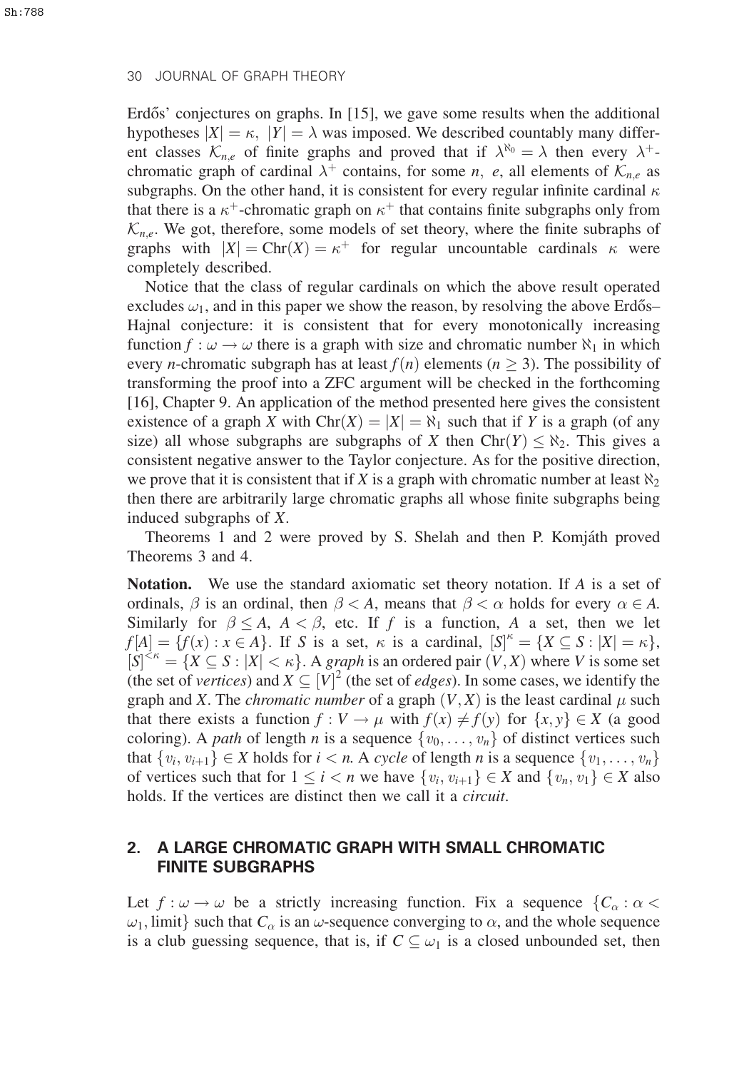Erdős' conjectures on graphs. In [15], we gave some results when the additional hypotheses $|X| = \kappa$, $|Y| = \lambda$ was imposed. We described countably many different classes $\mathcal{K}_{n,e}$ of finite graphs and proved that if $\lambda^{\aleph_0} = \lambda$ then every $\lambda^+$-chromatic graph of cardinal $\lambda^+$ contains, for some $n$, $e$, all elements of $\mathcal{K}_{n,e}$ as subgraphs. On the other hand, it is consistent for every regular infinite cardinal $\kappa$ that there is a $\kappa^+$-chromatic graph on $\kappa^+$ that contains finite subgraphs only from $\mathcal{K}_{n,e}$. We got, therefore, some models of set theory, where the finite subraphs of graphs with $|X| = \mathrm{Chr}(X) = \kappa^+$ for regular uncountable cardinals $\kappa$ were completely described.

Notice that the class of regular cardinals on which the above result operated excludes $\omega_1$, and in this paper we show the reason, by resolving the above Erdős–Hajnal conjecture: it is consistent that for every monotonically increasing function $f : \omega \to \omega$ there is a graph with size and chromatic number $\aleph_1$ in which every $n$-chromatic subgraph has at least $f(n)$ elements ($n \geq 3$). The possibility of transforming the proof into a ZFC argument will be checked in the forthcoming [16], Chapter 9. An application of the method presented here gives the consistent existence of a graph $X$ with $\mathrm{Chr}(X) = |X| = \aleph_1$ such that if $Y$ is a graph (of any size) all whose subgraphs are subgraphs of $X$ then $\mathrm{Chr}(Y) \leq \aleph_2$. This gives a consistent negative answer to the Taylor conjecture. As for the positive direction, we prove that it is consistent that if $X$ is a graph with chromatic number at least $\aleph_2$ then there are arbitrarily large chromatic graphs all whose finite subgraphs being induced subgraphs of $X$.

Theorems 1 and 2 were proved by S. Shelah and then P. Komjáth proved Theorems 3 and 4.

**Notation.** We use the standard axiomatic set theory notation. If $A$ is a set of ordinals, $\beta$ is an ordinal, then $\beta < A$, means that $\beta < \alpha$ holds for every $\alpha \in A$. Similarly for $\beta \leq A$, $A < \beta$, etc. If $f$ is a function, $A$ a set, then we let $f[A] = \{f(x) : x \in A\}$. If $S$ is a set, $\kappa$ is a cardinal, $[S]^\kappa = \{X \subseteq S : |X| = \kappa\}$, $[S]^{<\kappa} = \{X \subseteq S : |X| < \kappa\}$. A *graph* is an ordered pair $(V, X)$ where $V$ is some set (the set of *vertices*) and $X \subseteq [V]^2$ (the set of *edges*). In some cases, we identify the graph and $X$. The *chromatic number* of a graph $(V, X)$ is the least cardinal $\mu$ such that there exists a function $f : V \to \mu$ with $f(x) \neq f(y)$ for $\{x, y\} \in X$ (a good coloring). A *path* of length $n$ is a sequence $\{v_0, \ldots, v_n\}$ of distinct vertices such that $\{v_i, v_{i+1}\} \in X$ holds for $i < n$. A *cycle* of length $n$ is a sequence $\{v_1, \ldots, v_n\}$ of vertices such that for $1 \leq i < n$ we have $\{v_i, v_{i+1}\} \in X$ and $\{v_n, v_1\} \in X$ also holds. If the vertices are distinct then we call it a *circuit*.

## 2. A LARGE CHROMATIC GRAPH WITH SMALL CHROMATIC FINITE SUBGRAPHS

Let $f : \omega \to \omega$ be a strictly increasing function. Fix a sequence $\{C_\alpha : \alpha < \omega_1, \text{limit}\}$ such that $C_\alpha$ is an $\omega$-sequence converging to $\alpha$, and the whole sequence is a club guessing sequence, that is, if $C \subseteq \omega_1$ is a closed unbounded set, then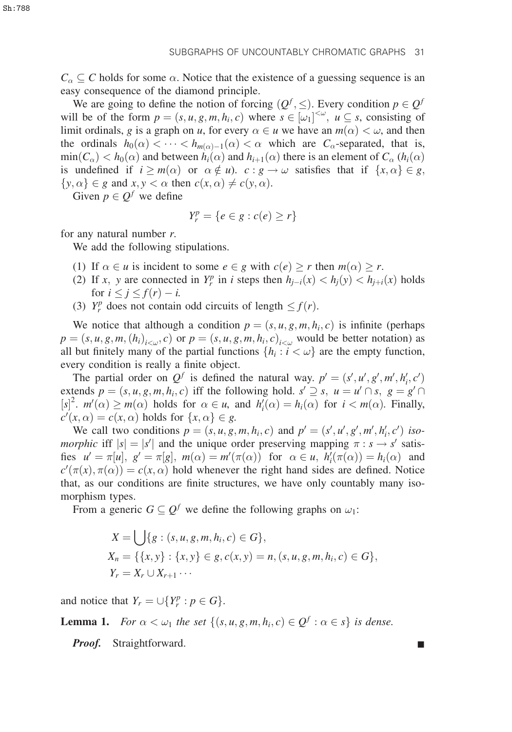$C_\alpha \subseteq C$ holds for some $\alpha$. Notice that the existence of a guessing sequence is an easy consequence of the diamond principle.

We are going to define the notion of forcing $(Q^f, \leq)$. Every condition $p \in Q^f$ will be of the form $p = (s, u, g, m, h_i, c)$ where $s \in [\omega_1]^{<\omega}$, $u \subseteq s$, consisting of limit ordinals, $g$ is a graph on $u$, for every $\alpha \in u$ we have an $m(\alpha) < \omega$, and then the ordinals $h_0(\alpha) < \cdots < h_{m(\alpha)-1}(\alpha) < \alpha$ which are $C_\alpha$-separated, that is, $\min(C_\alpha) < h_0(\alpha)$ and between $h_i(\alpha)$ and $h_{i+1}(\alpha)$ there is an element of $C_\alpha$ ($h_i(\alpha)$ is undefined if $i \geq m(\alpha)$ or $\alpha \notin u$). $c : g \to \omega$ satisfies that if $\{x, \alpha\} \in g$, $\{y, \alpha\} \in g$ and $x, y < \alpha$ then $c(x, \alpha) \neq c(y, \alpha)$.

Given $p \in Q^f$ we define

$$Y_r^p = \{e \in g : c(e) \geq r\}$$

for any natural number $r$.

We add the following stipulations.

(1) If $\alpha \in u$ is incident to some $e \in g$ with $c(e) \geq r$ then $m(\alpha) \geq r$.
(2) If $x$, $y$ are connected in $Y_r^p$ in $i$ steps then $h_{j-i}(x) < h_j(y) < h_{j+i}(x)$ holds for $i \leq j \leq f(r) - i$.
(3) $Y_r^p$ does not contain odd circuits of length $\leq f(r)$.

We notice that although a condition $p = (s, u, g, m, h_i, c)$ is infinite (perhaps $p = (s, u, g, m, (h_i)_{i<\omega}, c)$ or $p = (s, u, g, m, h_i, c)_{i<\omega}$ would be better notation) as all but finitely many of the partial functions $\{h_i : i < \omega\}$ are the empty function, every condition is really a finite object.

The partial order on $Q^f$ is defined the natural way. $p' = (s', u', g', m', h'_i, c')$ extends $p = (s, u, g, m, h_i, c)$ iff the following hold. $s' \supseteq s$, $u = u' \cap s$, $g = g' \cap [s]^2$. $m'(\alpha) \geq m(\alpha)$ holds for $\alpha \in u$, and $h'_i(\alpha) = h_i(\alpha)$ for $i < m(\alpha)$. Finally, $c'(x, \alpha) = c(x, \alpha)$ holds for $\{x, \alpha\} \in g$.

We call two conditions $p = (s, u, g, m, h_i, c)$ and $p' = (s', u', g', m', h'_i, c')$ *isomorphic* iff $|s| = |s'|$ and the unique order preserving mapping $\pi : s \to s'$ satisfies $u' = \pi[u]$, $g' = \pi[g]$, $m(\alpha) = m'(\pi(\alpha))$ for $\alpha \in u$, $h'_i(\pi(\alpha)) = h_i(\alpha)$ and $c'(\pi(x), \pi(\alpha)) = c(x, \alpha)$ hold whenever the right hand sides are defined. Notice that, as our conditions are finite structures, we have only countably many isomorphism types.

From a generic $G \subseteq Q^f$ we define the following graphs on $\omega_1$:

$$X = \bigcup \{g : (s, u, g, m, h_i, c) \in G\},$$
$$X_n = \{\{x, y\} : \{x, y\} \in g, c(x, y) = n, (s, u, g, m, h_i, c) \in G\},$$
$$Y_r = X_r \cup X_{r+1} \cdots$$

and notice that $Y_r = \cup \{Y_r^p : p \in G\}$.

**Lemma 1.** *For $\alpha < \omega_1$ the set $\{(s, u, g, m, h_i, c) \in Q^f : \alpha \in s\}$ is dense.*

***Proof.*** Straightforward. ∎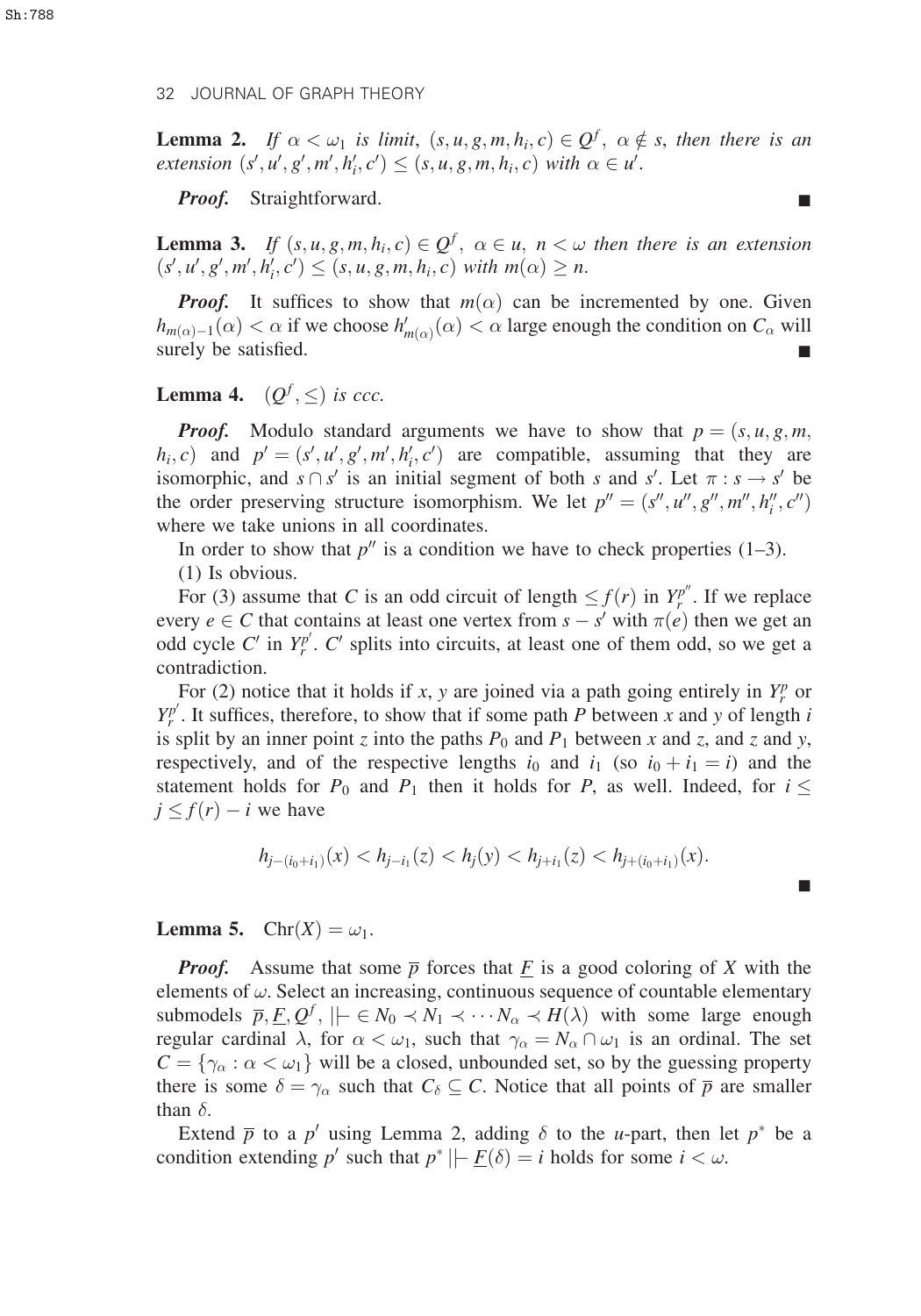**Lemma 2.** *If $\alpha < \omega_1$ is limit, $(s, u, g, m, h_i, c) \in Q^f$, $\alpha \notin s$, then there is an extension $(s', u', g', m', h_i', c') \leq (s, u, g, m, h_i, c)$ with $\alpha \in u'$.*

***Proof.*** Straightforward. ∎

**Lemma 3.** *If $(s, u, g, m, h_i, c) \in Q^f$, $\alpha \in u$, $n < \omega$ then there is an extension $(s', u', g', m', h_i', c') \leq (s, u, g, m, h_i, c)$ with $m(\alpha) \geq n$.*

***Proof.*** It suffices to show that $m(\alpha)$ can be incremented by one. Given $h_{m(\alpha)-1}(\alpha) < \alpha$ if we choose $h'_{m(\alpha)}(\alpha) < \alpha$ large enough the condition on $C_\alpha$ will surely be satisfied. ∎

**Lemma 4.** *$(Q^f, \leq)$ is ccc.*

***Proof.*** Modulo standard arguments we have to show that $p = (s, u, g, m, h_i, c)$ and $p' = (s', u', g', m', h_i', c')$ are compatible, assuming that they are isomorphic, and $s \cap s'$ is an initial segment of both $s$ and $s'$. Let $\pi : s \to s'$ be the order preserving structure isomorphism. We let $p'' = (s'', u'', g'', m'', h_i'', c'')$ where we take unions in all coordinates.

In order to show that $p''$ is a condition we have to check properties (1–3).

(1) Is obvious.

For (3) assume that $C$ is an odd circuit of length $\leq f(r)$ in $Y_r^{p''}$. If we replace every $e \in C$ that contains at least one vertex from $s - s'$ with $\pi(e)$ then we get an odd cycle $C'$ in $Y_r^{p'}$. $C'$ splits into circuits, at least one of them odd, so we get a contradiction.

For (2) notice that it holds if $x, y$ are joined via a path going entirely in $Y_r^p$ or $Y_r^{p'}$. It suffices, therefore, to show that if some path $P$ between $x$ and $y$ of length $i$ is split by an inner point $z$ into the paths $P_0$ and $P_1$ between $x$ and $z$, and $z$ and $y$, respectively, and of the respective lengths $i_0$ and $i_1$ (so $i_0 + i_1 = i$) and the statement holds for $P_0$ and $P_1$ then it holds for $P$, as well. Indeed, for $i \leq j \leq f(r) - i$ we have

$$h_{j-(i_0+i_1)}(x) < h_{j-i_1}(z) < h_j(y) < h_{j+i_1}(z) < h_{j+(i_0+i_1)}(x).$$

∎

**Lemma 5.** $\mathrm{Chr}(X) = \omega_1$.

***Proof.*** Assume that some $\overline{p}$ forces that $\underline{F}$ is a good coloring of $X$ with the elements of $\omega$. Select an increasing, continuous sequence of countable elementary submodels $\overline{p}, \underline{F}, Q^f, \Vdash \in N_0 \prec N_1 \prec \cdots N_\alpha \prec H(\lambda)$ with some large enough regular cardinal $\lambda$, for $\alpha < \omega_1$, such that $\gamma_\alpha = N_\alpha \cap \omega_1$ is an ordinal. The set $C = \{\gamma_\alpha : \alpha < \omega_1\}$ will be a closed, unbounded set, so by the guessing property there is some $\delta = \gamma_\alpha$ such that $C_\delta \subseteq C$. Notice that all points of $\overline{p}$ are smaller than $\delta$.

Extend $\overline{p}$ to a $p'$ using Lemma 2, adding $\delta$ to the $u$-part, then let $p^*$ be a condition extending $p'$ such that $p^* \Vdash \underline{F}(\delta) = i$ holds for some $i < \omega$.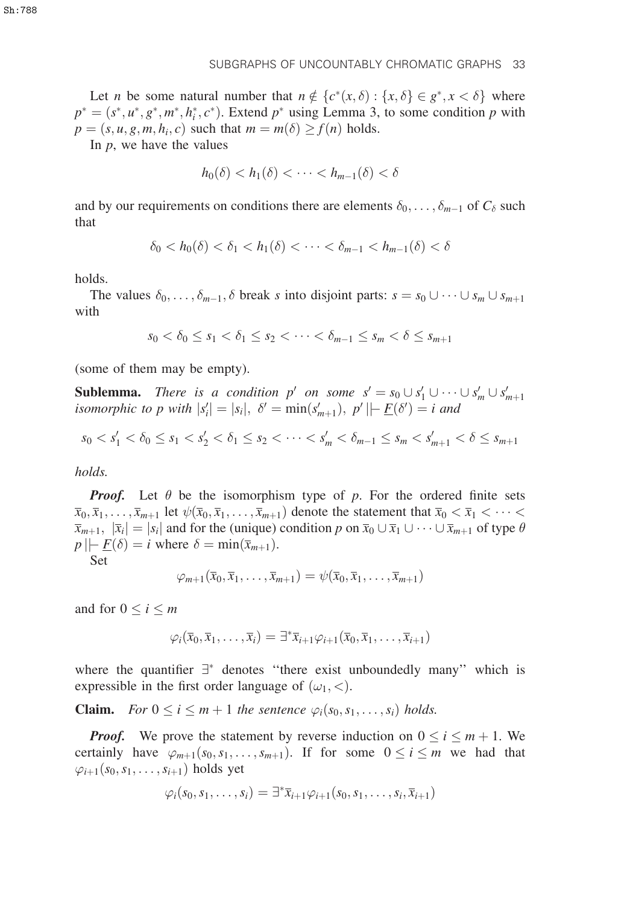Let $n$ be some natural number that $n \notin \{c^*(x,\delta) : \{x,\delta\} \in g^*, x < \delta\}$ where $p^* = (s^*, u^*, g^*, m^*, h_i^*, c^*)$. Extend $p^*$ using Lemma 3, to some condition $p$ with $p = (s, u, g, m, h_i, c)$ such that $m = m(\delta) \geq f(n)$ holds.

In $p$, we have the values

$$h_0(\delta) < h_1(\delta) < \cdots < h_{m-1}(\delta) < \delta$$

and by our requirements on conditions there are elements $\delta_0, \ldots, \delta_{m-1}$ of $C_\delta$ such that

$$\delta_0 < h_0(\delta) < \delta_1 < h_1(\delta) < \cdots < \delta_{m-1} < h_{m-1}(\delta) < \delta$$

holds.

The values $\delta_0, \ldots, \delta_{m-1}, \delta$ break $s$ into disjoint parts: $s = s_0 \cup \cdots \cup s_m \cup s_{m+1}$ with

$$s_0 < \delta_0 \leq s_1 < \delta_1 \leq s_2 < \cdots < \delta_{m-1} \leq s_m < \delta \leq s_{m+1}$$

(some of them may be empty).

**Sublemma.** *There is a condition $p'$ on some $s' = s_0 \cup s_1' \cup \cdots \cup s_m' \cup s_{m+1}'$ isomorphic to $p$ with $|s_i'| = |s_i|$, $\delta' = \min(s_{m+1}')$, $p' \Vdash \underline{F}(\delta') = i$ and*

$$s_0 < s_1' < \delta_0 \leq s_1 < s_2' < \delta_1 \leq s_2 < \cdots < s_m' < \delta_{m-1} \leq s_m < s_{m+1}' < \delta \leq s_{m+1}$$

*holds.*

***Proof.*** Let $\theta$ be the isomorphism type of $p$. For the ordered finite sets $\bar{x}_0, \bar{x}_1, \ldots, \bar{x}_{m+1}$ let $\psi(\bar{x}_0, \bar{x}_1, \ldots, \bar{x}_{m+1})$ denote the statement that $\bar{x}_0 < \bar{x}_1 < \cdots < \bar{x}_{m+1}$, $|\bar{x}_i| = |s_i|$ and for the (unique) condition $p$ on $\bar{x}_0 \cup \bar{x}_1 \cup \cdots \cup \bar{x}_{m+1}$ of type $\theta$ $p \Vdash \underline{F}(\delta) = i$ where $\delta = \min(\bar{x}_{m+1})$.

Set

$$\varphi_{m+1}(\bar{x}_0, \bar{x}_1, \ldots, \bar{x}_{m+1}) = \psi(\bar{x}_0, \bar{x}_1, \ldots, \bar{x}_{m+1})$$

and for $0 \leq i \leq m$

$$\varphi_i(\bar{x}_0, \bar{x}_1, \ldots, \bar{x}_i) = \exists^* \bar{x}_{i+1} \varphi_{i+1}(\bar{x}_0, \bar{x}_1, \ldots, \bar{x}_{i+1})$$

where the quantifier $\exists^*$ denotes "there exist unboundedly many" which is expressible in the first order language of $(\omega_1, <)$.

**Claim.** *For $0 \leq i \leq m+1$ the sentence $\varphi_i(s_0, s_1, \ldots, s_i)$ holds.*

***Proof.*** We prove the statement by reverse induction on $0 \leq i \leq m+1$. We certainly have $\varphi_{m+1}(s_0, s_1, \ldots, s_{m+1})$. If for some $0 \leq i \leq m$ we had that $\varphi_{i+1}(s_0, s_1, \ldots, s_{i+1})$ holds yet

$$\varphi_i(s_0, s_1, \ldots, s_i) = \exists^* \bar{x}_{i+1} \varphi_{i+1}(s_0, s_1, \ldots, s_i, \bar{x}_{i+1})$$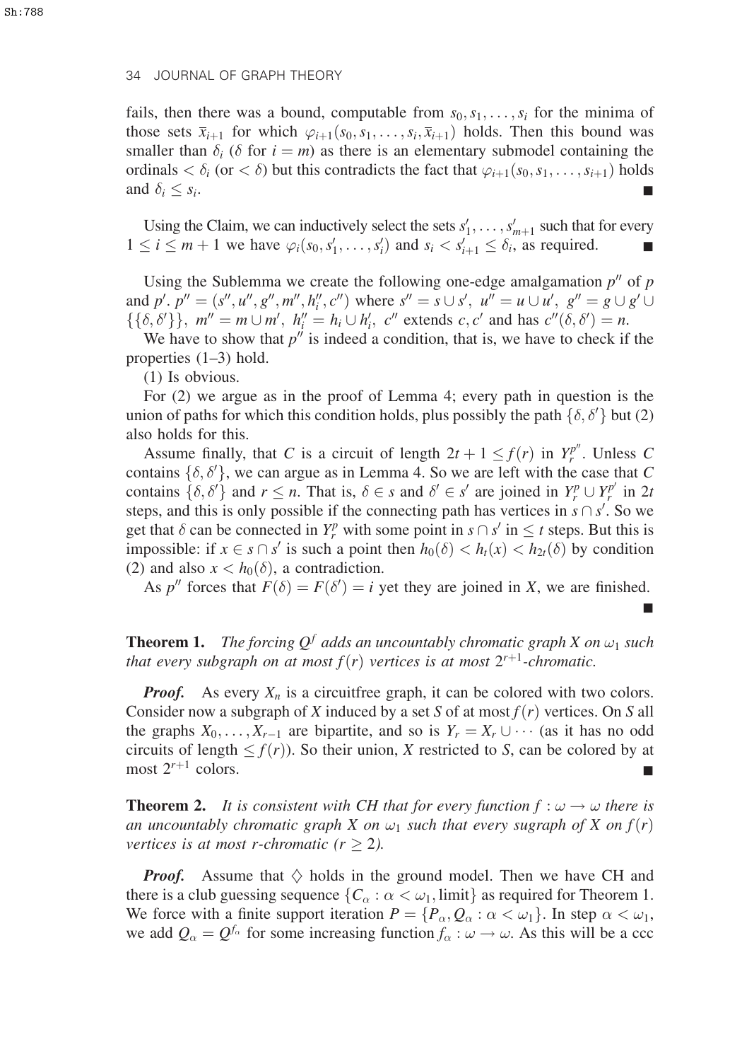fails, then there was a bound, computable from $s_0, s_1, \ldots, s_i$ for the minima of those sets $\bar{x}_{i+1}$ for which $\varphi_{i+1}(s_0, s_1, \ldots, s_i, \bar{x}_{i+1})$ holds. Then this bound was smaller than $\delta_i$ ($\delta$ for $i = m$) as there is an elementary submodel containing the ordinals $< \delta_i$ (or $< \delta$) but this contradicts the fact that $\varphi_{i+1}(s_0, s_1, \ldots, s_{i+1})$ holds and $\delta_i \leq s_i$. ∎

Using the Claim, we can inductively select the sets $s'_1, \ldots, s'_{m+1}$ such that for every $1 \leq i \leq m+1$ we have $\varphi_i(s_0, s'_1, \ldots, s'_i)$ and $s_i < s'_{i+1} \leq \delta_i$, as required. ∎

Using the Sublemma we create the following one-edge amalgamation $p''$ of $p$ and $p'$. $p'' = (s'', u'', g'', m'', h''_i, c'')$ where $s'' = s \cup s'$, $u'' = u \cup u'$, $g'' = g \cup g' \cup \{\{\delta, \delta'\}\}$, $m'' = m \cup m'$, $h''_i = h_i \cup h'_i$, $c''$ extends $c, c'$ and has $c''(\delta, \delta') = n$.

We have to show that $p''$ is indeed a condition, that is, we have to check if the properties (1–3) hold.

(1) Is obvious.

For (2) we argue as in the proof of Lemma 4; every path in question is the union of paths for which this condition holds, plus possibly the path $\{\delta, \delta'\}$ but (2) also holds for this.

Assume finally, that $C$ is a circuit of length $2t + 1 \leq f(r)$ in $Y_r^{p''}$. Unless $C$ contains $\{\delta, \delta'\}$, we can argue as in Lemma 4. So we are left with the case that $C$ contains $\{\delta, \delta'\}$ and $r \leq n$. That is, $\delta \in s$ and $\delta' \in s'$ are joined in $Y_r^p \cup Y_r^{p'}$ in $2t$ steps, and this is only possible if the connecting path has vertices in $s \cap s'$. So we get that $\delta$ can be connected in $Y_r^p$ with some point in $s \cap s'$ in $\leq t$ steps. But this is impossible: if $x \in s \cap s'$ is such a point then $h_0(\delta) < h_t(x) < h_{2t}(\delta)$ by condition (2) and also $x < h_0(\delta)$, a contradiction.

As $p''$ forces that $F(\delta) = F(\delta') = i$ yet they are joined in $X$, we are finished. ∎

**Theorem 1.** *The forcing $Q^f$ adds an uncountably chromatic graph $X$ on $\omega_1$ such that every subgraph on at most $f(r)$ vertices is at most $2^{r+1}$-chromatic.*

***Proof.*** As every $X_n$ is a circuitfree graph, it can be colored with two colors. Consider now a subgraph of $X$ induced by a set $S$ of at most $f(r)$ vertices. On $S$ all the graphs $X_0, \ldots, X_{r-1}$ are bipartite, and so is $Y_r = X_r \cup \cdots$ (as it has no odd circuits of length $\leq f(r)$). So their union, $X$ restricted to $S$, can be colored by at most $2^{r+1}$ colors. ∎

**Theorem 2.** *It is consistent with CH that for every function $f : \omega \to \omega$ there is an uncountably chromatic graph $X$ on $\omega_1$ such that every sugraph of $X$ on $f(r)$ vertices is at most $r$-chromatic ($r \geq 2$).*

***Proof.*** Assume that $\diamondsuit$ holds in the ground model. Then we have CH and there is a club guessing sequence $\{C_\alpha : \alpha < \omega_1, \text{limit}\}$ as required for Theorem 1. We force with a finite support iteration $P = \{P_\alpha, Q_\alpha : \alpha < \omega_1\}$. In step $\alpha < \omega_1$, we add $Q_\alpha = Q^{f_\alpha}$ for some increasing function $f_\alpha : \omega \to \omega$. As this will be a ccc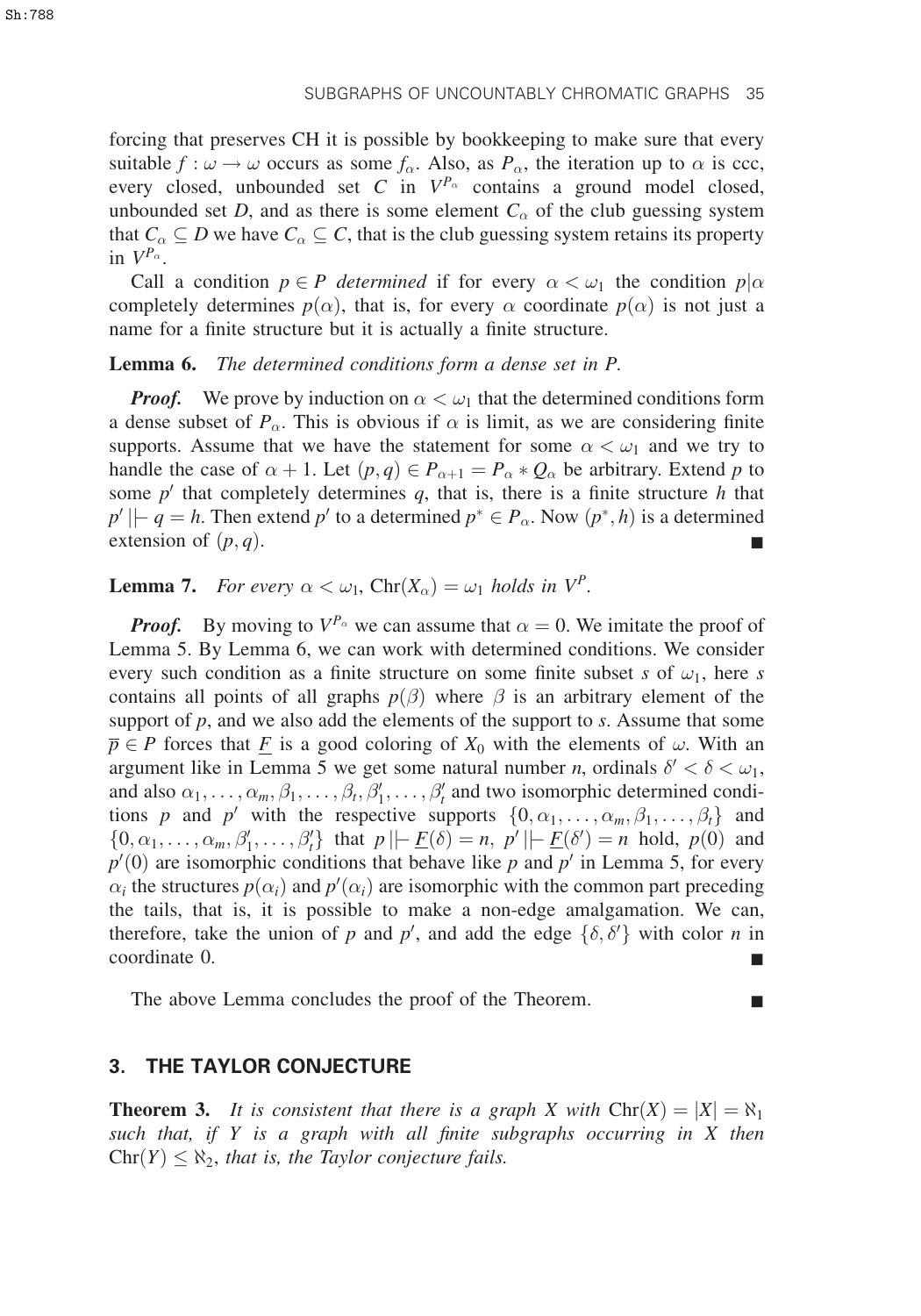forcing that preserves CH it is possible by bookkeeping to make sure that every suitable $f : \omega \to \omega$ occurs as some $f_\alpha$. Also, as $P_\alpha$, the iteration up to $\alpha$ is ccc, every closed, unbounded set $C$ in $V^{P_\alpha}$ contains a ground model closed, unbounded set $D$, and as there is some element $C_\alpha$ of the club guessing system that $C_\alpha \subseteq D$ we have $C_\alpha \subseteq C$, that is the club guessing system retains its property in $V^{P_\alpha}$.

Call a condition $p \in P$ *determined* if for every $\alpha < \omega_1$ the condition $p|\alpha$ completely determines $p(\alpha)$, that is, for every $\alpha$ coordinate $p(\alpha)$ is not just a name for a finite structure but it is actually a finite structure.

**Lemma 6.** *The determined conditions form a dense set in P.*

***Proof.*** We prove by induction on $\alpha < \omega_1$ that the determined conditions form a dense subset of $P_\alpha$. This is obvious if $\alpha$ is limit, as we are considering finite supports. Assume that we have the statement for some $\alpha < \omega_1$ and we try to handle the case of $\alpha + 1$. Let $(p, q) \in P_{\alpha+1} = P_\alpha * Q_\alpha$ be arbitrary. Extend $p$ to some $p'$ that completely determines $q$, that is, there is a finite structure $h$ that $p' \Vdash q = h$. Then extend $p'$ to a determined $p^* \in P_\alpha$. Now $(p^*, h)$ is a determined extension of $(p, q)$. ∎

**Lemma 7.** *For every $\alpha < \omega_1$, $\mathrm{Chr}(X_\alpha) = \omega_1$ holds in $V^P$.*

***Proof.*** By moving to $V^{P_\alpha}$ we can assume that $\alpha = 0$. We imitate the proof of Lemma 5. By Lemma 6, we can work with determined conditions. We consider every such condition as a finite structure on some finite subset $s$ of $\omega_1$, here $s$ contains all points of all graphs $p(\beta)$ where $\beta$ is an arbitrary element of the support of $p$, and we also add the elements of the support to $s$. Assume that some $\overline{p} \in P$ forces that $\underline{F}$ is a good coloring of $X_0$ with the elements of $\omega$. With an argument like in Lemma 5 we get some natural number $n$, ordinals $\delta' < \delta < \omega_1$, and also $\alpha_1, \ldots, \alpha_m, \beta_1, \ldots, \beta_t, \beta'_1, \ldots, \beta'_t$ and two isomorphic determined conditions $p$ and $p'$ with the respective supports $\{0, \alpha_1, \ldots, \alpha_m, \beta_1, \ldots, \beta_t\}$ and $\{0, \alpha_1, \ldots, \alpha_m, \beta'_1, \ldots, \beta'_t\}$ that $p \Vdash \underline{F}(\delta) = n$, $p' \Vdash \underline{F}(\delta') = n$ hold, $p(0)$ and $p'(0)$ are isomorphic conditions that behave like $p$ and $p'$ in Lemma 5, for every $\alpha_i$ the structures $p(\alpha_i)$ and $p'(\alpha_i)$ are isomorphic with the common part preceding the tails, that is, it is possible to make a non-edge amalgamation. We can, therefore, take the union of $p$ and $p'$, and add the edge $\{\delta, \delta'\}$ with color $n$ in coordinate 0. ∎

The above Lemma concludes the proof of the Theorem. ∎

## 3. THE TAYLOR CONJECTURE

**Theorem 3.** *It is consistent that there is a graph $X$ with $\mathrm{Chr}(X) = |X| = \aleph_1$ such that, if $Y$ is a graph with all finite subgraphs occurring in $X$ then $\mathrm{Chr}(Y) \leq \aleph_2$, that is, the Taylor conjecture fails.*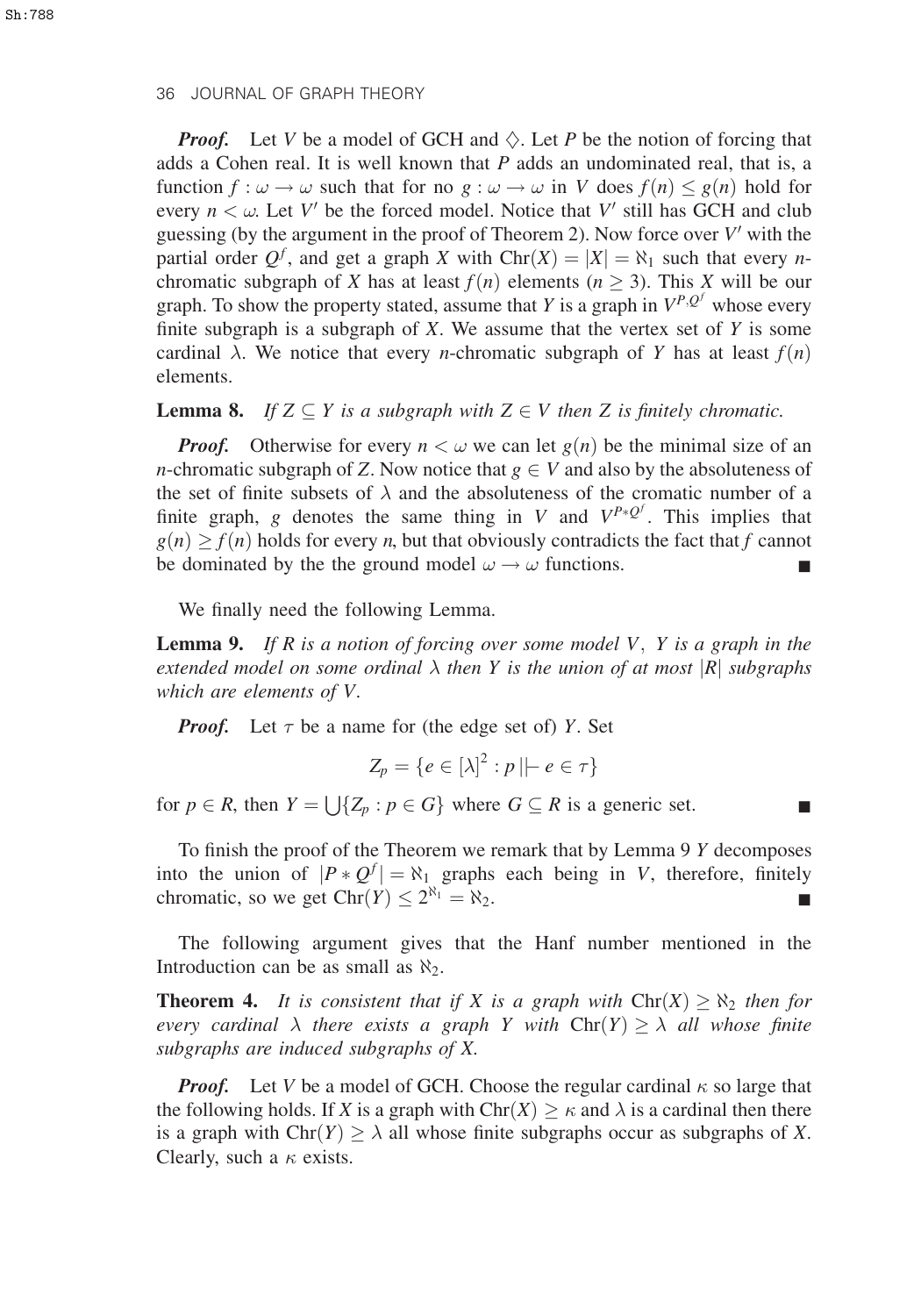***Proof.*** Let $V$ be a model of GCH and $\diamondsuit$. Let $P$ be the notion of forcing that adds a Cohen real. It is well known that $P$ adds an undominated real, that is, a function $f: \omega \to \omega$ such that for no $g: \omega \to \omega$ in $V$ does $f(n) \leq g(n)$ hold for every $n < \omega$. Let $V'$ be the forced model. Notice that $V'$ still has GCH and club guessing (by the argument in the proof of Theorem 2). Now force over $V'$ with the partial order $Q^f$, and get a graph $X$ with $\mathrm{Chr}(X) = |X| = \aleph_1$ such that every $n$-chromatic subgraph of $X$ has at least $f(n)$ elements ($n \geq 3$). This $X$ will be our graph. To show the property stated, assume that $Y$ is a graph in $V^{P,Q^f}$ whose every finite subgraph is a subgraph of $X$. We assume that the vertex set of $Y$ is some cardinal $\lambda$. We notice that every $n$-chromatic subgraph of $Y$ has at least $f(n)$ elements.

**Lemma 8.** *If $Z \subseteq Y$ is a subgraph with $Z \in V$ then $Z$ is finitely chromatic.*

***Proof.*** Otherwise for every $n < \omega$ we can let $g(n)$ be the minimal size of an $n$-chromatic subgraph of $Z$. Now notice that $g \in V$ and also by the absoluteness of the set of finite subsets of $\lambda$ and the absoluteness of the cromatic number of a finite graph, $g$ denotes the same thing in $V$ and $V^{P*Q^f}$. This implies that $g(n) \geq f(n)$ holds for every $n$, but that obviously contradicts the fact that $f$ cannot be dominated by the the ground model $\omega \to \omega$ functions. ∎

We finally need the following Lemma.

**Lemma 9.** *If $R$ is a notion of forcing over some model $V$, $Y$ is a graph in the extended model on some ordinal $\lambda$ then $Y$ is the union of at most $|R|$ subgraphs which are elements of $V$.*

***Proof.*** Let $\tau$ be a name for (the edge set of) $Y$. Set

$$Z_p = \{e \in [\lambda]^2 : p \Vdash e \in \tau\}$$

for $p \in R$, then $Y = \bigcup\{Z_p : p \in G\}$ where $G \subseteq R$ is a generic set. ∎

To finish the proof of the Theorem we remark that by Lemma 9 $Y$ decomposes into the union of $|P * Q^f| = \aleph_1$ graphs each being in $V$, therefore, finitely chromatic, so we get $\mathrm{Chr}(Y) \leq 2^{\aleph_1} = \aleph_2$. ∎

The following argument gives that the Hanf number mentioned in the Introduction can be as small as $\aleph_2$.

**Theorem 4.** *It is consistent that if $X$ is a graph with $\mathrm{Chr}(X) \geq \aleph_2$ then for every cardinal $\lambda$ there exists a graph $Y$ with $\mathrm{Chr}(Y) \geq \lambda$ all whose finite subgraphs are induced subgraphs of $X$.*

***Proof.*** Let $V$ be a model of GCH. Choose the regular cardinal $\kappa$ so large that the following holds. If $X$ is a graph with $\mathrm{Chr}(X) \geq \kappa$ and $\lambda$ is a cardinal then there is a graph with $\mathrm{Chr}(Y) \geq \lambda$ all whose finite subgraphs occur as subgraphs of $X$. Clearly, such a $\kappa$ exists.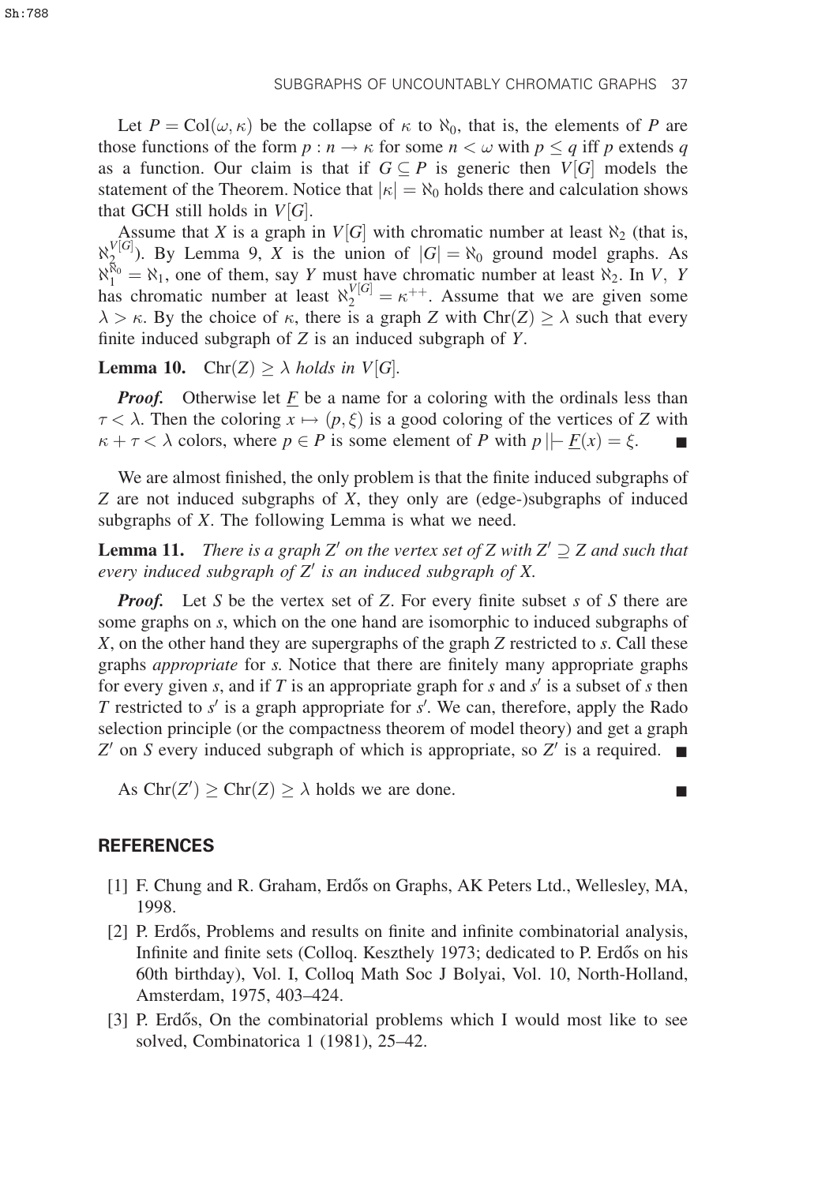Let $P = \mathrm{Col}(\omega, \kappa)$ be the collapse of $\kappa$ to $\aleph_0$, that is, the elements of $P$ are those functions of the form $p : n \to \kappa$ for some $n < \omega$ with $p \le q$ iff $p$ extends $q$ as a function. Our claim is that if $G \subseteq P$ is generic then $V[G]$ models the statement of the Theorem. Notice that $|\kappa| = \aleph_0$ holds there and calculation shows that GCH still holds in $V[G]$.

Assume that $X$ is a graph in $V[G]$ with chromatic number at least $\aleph_2$ (that is, $\aleph_2^{V[G]}$). By Lemma 9, $X$ is the union of $|G| = \aleph_0$ ground model graphs. As $\aleph_1^{\aleph_0} = \aleph_1$, one of them, say $Y$ must have chromatic number at least $\aleph_2$. In $V$, $Y$ has chromatic number at least $\aleph_2^{V[G]} = \kappa^{++}$. Assume that we are given some $\lambda > \kappa$. By the choice of $\kappa$, there is a graph $Z$ with $\mathrm{Chr}(Z) \ge \lambda$ such that every finite induced subgraph of $Z$ is an induced subgraph of $Y$.

**Lemma 10.** *$\mathrm{Chr}(Z) \ge \lambda$ holds in $V[G]$.*

***Proof.*** Otherwise let $\underline{F}$ be a name for a coloring with the ordinals less than $\tau < \lambda$. Then the coloring $x \mapsto (p, \xi)$ is a good coloring of the vertices of $Z$ with $\kappa + \tau < \lambda$ colors, where $p \in P$ is some element of $P$ with $p \Vdash \underline{F}(x) = \xi$. ∎

We are almost finished, the only problem is that the finite induced subgraphs of $Z$ are not induced subgraphs of $X$, they only are (edge-)subgraphs of induced subgraphs of $X$. The following Lemma is what we need.

**Lemma 11.** *There is a graph $Z'$ on the vertex set of $Z$ with $Z' \supseteq Z$ and such that every induced subgraph of $Z'$ is an induced subgraph of $X$.*

***Proof.*** Let $S$ be the vertex set of $Z$. For every finite subset $s$ of $S$ there are some graphs on $s$, which on the one hand are isomorphic to induced subgraphs of $X$, on the other hand they are supergraphs of the graph $Z$ restricted to $s$. Call these graphs *appropriate* for $s$. Notice that there are finitely many appropriate graphs for every given $s$, and if $T$ is an appropriate graph for $s$ and $s'$ is a subset of $s$ then $T$ restricted to $s'$ is a graph appropriate for $s'$. We can, therefore, apply the Rado selection principle (or the compactness theorem of model theory) and get a graph $Z'$ on $S$ every induced subgraph of which is appropriate, so $Z'$ is a required. ∎

As $\mathrm{Chr}(Z') \ge \mathrm{Chr}(Z) \ge \lambda$ holds we are done. ∎

## REFERENCES

[1] F. Chung and R. Graham, Erdős on Graphs, AK Peters Ltd., Wellesley, MA, 1998.

[2] P. Erdős, Problems and results on finite and infinite combinatorial analysis, Infinite and finite sets (Colloq. Keszthely 1973; dedicated to P. Erdős on his 60th birthday), Vol. I, Colloq Math Soc J Bolyai, Vol. 10, North-Holland, Amsterdam, 1975, 403–424.

[3] P. Erdős, On the combinatorial problems which I would most like to see solved, Combinatorica 1 (1981), 25–42.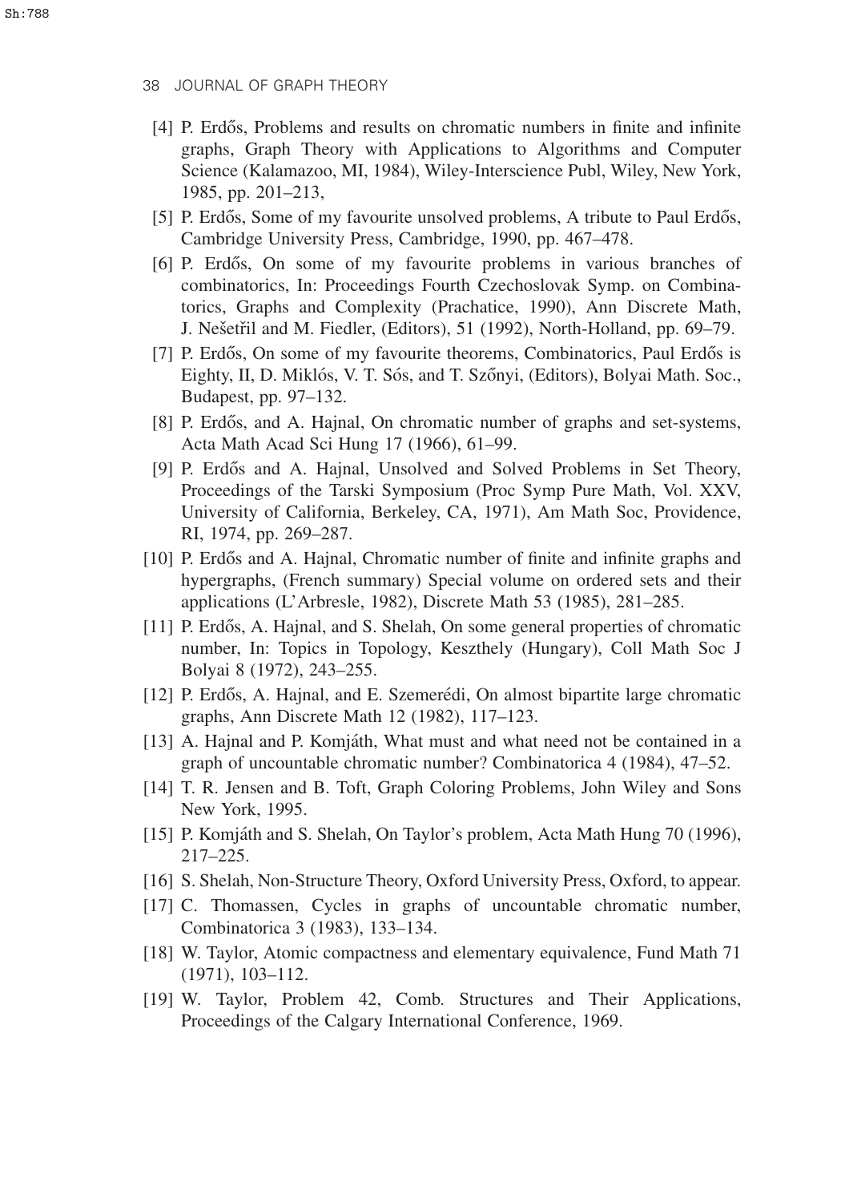- [4] P. Erdős, Problems and results on chromatic numbers in finite and infinite graphs, Graph Theory with Applications to Algorithms and Computer Science (Kalamazoo, MI, 1984), Wiley-Interscience Publ, Wiley, New York, 1985, pp. 201–213,
- [5] P. Erdős, Some of my favourite unsolved problems, A tribute to Paul Erdős, Cambridge University Press, Cambridge, 1990, pp. 467–478.
- [6] P. Erdős, On some of my favourite problems in various branches of combinatorics, In: Proceedings Fourth Czechoslovak Symp. on Combinatorics, Graphs and Complexity (Prachatice, 1990), Ann Discrete Math, J. Nešetřil and M. Fiedler, (Editors), 51 (1992), North-Holland, pp. 69–79.
- [7] P. Erdős, On some of my favourite theorems, Combinatorics, Paul Erdős is Eighty, II, D. Miklós, V. T. Sós, and T. Szőnyi, (Editors), Bolyai Math. Soc., Budapest, pp. 97–132.
- [8] P. Erdős, and A. Hajnal, On chromatic number of graphs and set-systems, Acta Math Acad Sci Hung 17 (1966), 61–99.
- [9] P. Erdős and A. Hajnal, Unsolved and Solved Problems in Set Theory, Proceedings of the Tarski Symposium (Proc Symp Pure Math, Vol. XXV, University of California, Berkeley, CA, 1971), Am Math Soc, Providence, RI, 1974, pp. 269–287.
- [10] P. Erdős and A. Hajnal, Chromatic number of finite and infinite graphs and hypergraphs, (French summary) Special volume on ordered sets and their applications (L'Arbresle, 1982), Discrete Math 53 (1985), 281–285.
- [11] P. Erdős, A. Hajnal, and S. Shelah, On some general properties of chromatic number, In: Topics in Topology, Keszthely (Hungary), Coll Math Soc J Bolyai 8 (1972), 243–255.
- [12] P. Erdős, A. Hajnal, and E. Szemerédi, On almost bipartite large chromatic graphs, Ann Discrete Math 12 (1982), 117–123.
- [13] A. Hajnal and P. Komjáth, What must and what need not be contained in a graph of uncountable chromatic number? Combinatorica 4 (1984), 47–52.
- [14] T. R. Jensen and B. Toft, Graph Coloring Problems, John Wiley and Sons New York, 1995.
- [15] P. Komjáth and S. Shelah, On Taylor's problem, Acta Math Hung 70 (1996), 217–225.
- [16] S. Shelah, Non-Structure Theory, Oxford University Press, Oxford, to appear.
- [17] C. Thomassen, Cycles in graphs of uncountable chromatic number, Combinatorica 3 (1983), 133–134.
- [18] W. Taylor, Atomic compactness and elementary equivalence, Fund Math 71 (1971), 103–112.
- [19] W. Taylor, Problem 42, Comb. Structures and Their Applications, Proceedings of the Calgary International Conference, 1969.